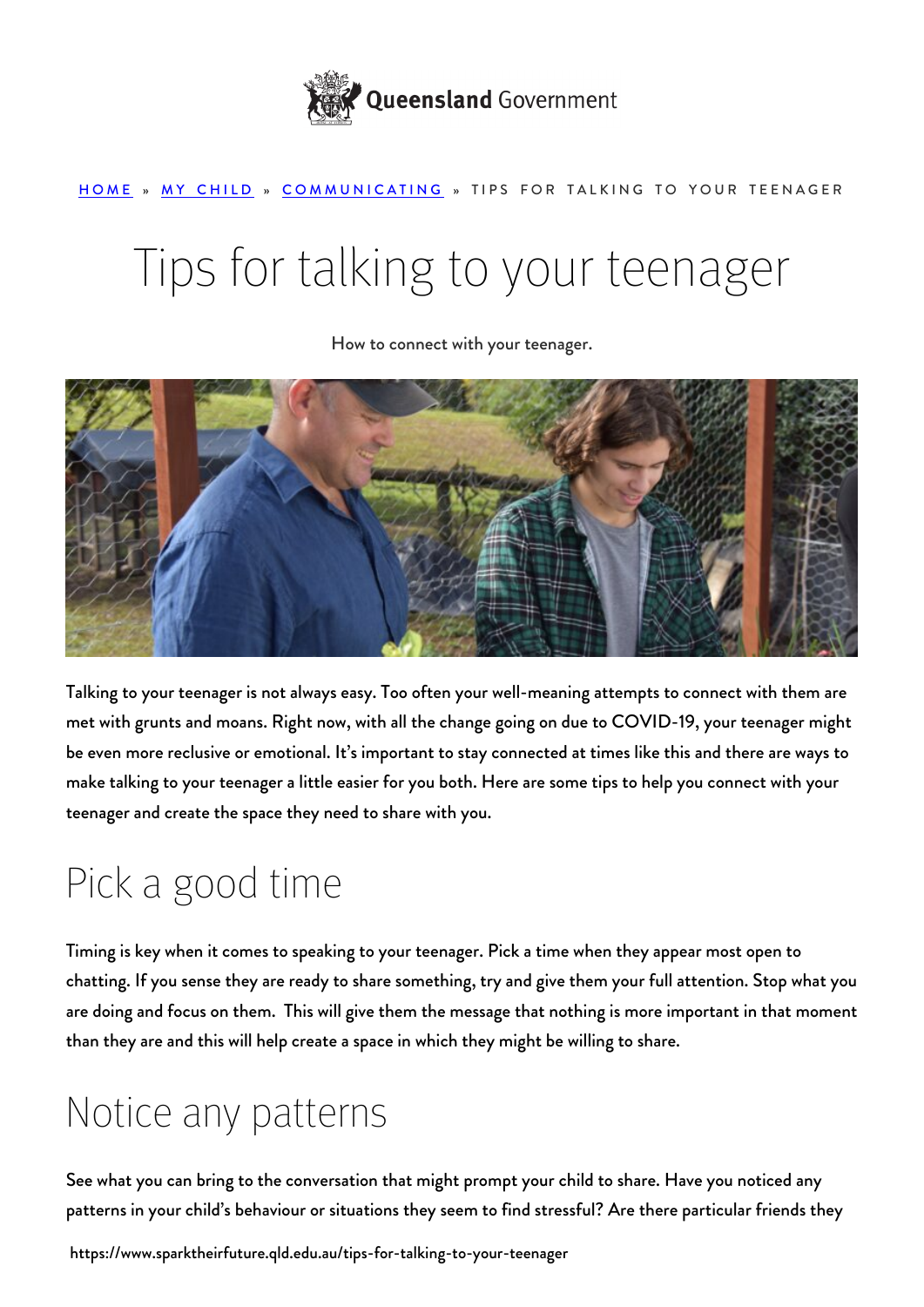Queensland Government

HOME » MY CHILD » COMMUNICATING » TIPS FOR TALKING TO YOUR TEENAGER

# Tips for talking to your teenager

How to connect with your teenager.

Talking to your teenager is not always easy. Too often your well-meaning attempts to connect with them are met with grunts and moans. Right now, with all the change going on due to COVID-19, your teenager might be even more reclusive or emotional. It's important to stay connected at times like this and there are ways to make talking to your teenager a little easier for you both. Here are some tips to help you connect with your teenager and create the space they need to share with you.

## Pick a good time

Timing is key when it comes to speaking to your teenager. Pick a time when they appear most open to chatting. If you sense they are ready to share something, try and give them your full attention. Stop what you are doing and focus on them. This will give them the message that nothing is more important in that moment than they are and this will help create a space in which they might be willing to share.

## Notice any patterns

See what you can bring to the conversation that might prompt your child to share. Have you noticed any patterns in your child's behaviour or situations they seem to find stressful? Are there particular friends they

https://www.sparktheirfuture.qld.edu.au/tips-for-talking-to-your-teenager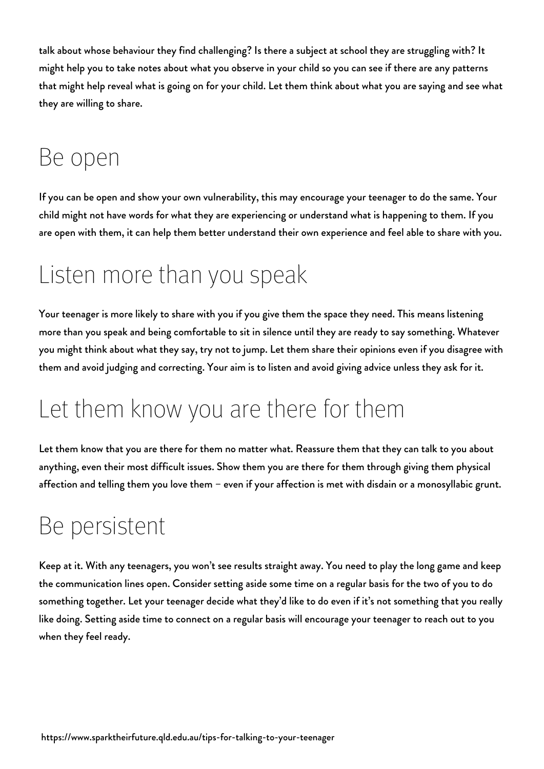talk about whose behaviour they find challenging? Is there a subject at school they are struggling with? It might help you to take notes about what you observe in your child so you can see if there are any patterns that might help reveal what is going on for your child. Let them think about what you are saying and see what they are willing to share.

## Be open

If you can be open and show your own vulnerability, this may encourage your teenager to do the same. Your child might not have words for what they are experiencing or understand what is happening to them. If you are open with them, it can help them better understand their own experience and feel able to share with you.

## Listen more than you speak

Your teenager is more likely to share with you if you give them the space they need. This means listening more than you speak and being comfortable to sit in silence until they are ready to say something. Whatever you might think about what they say, try not to jump. Let them share their opinions even if you disagree with them and avoid judging and correcting. Your aim is to listen and avoid giving advice unless they ask for it.

## Let them know you are there for them

Let them know that you are there for them no matter what. Reassure them that they can talk to you about anything, even their most difficult issues. Show them you are there for them through giving them physical affection and telling them you love them – even if your affection is met with disdain or a monosyllabic grunt.

## Be persistent

Keep at it. With any teenagers, you won't see results straight away. You need to play the long game and keep the communication lines open. Consider setting aside some time on a regular basis for the two of you to do something together. Let your teenager decide what they'd like to do even if it's not something that you really like doing. Setting aside time to connect on a regular basis will encourage your teenager to reach out to you when they feel ready.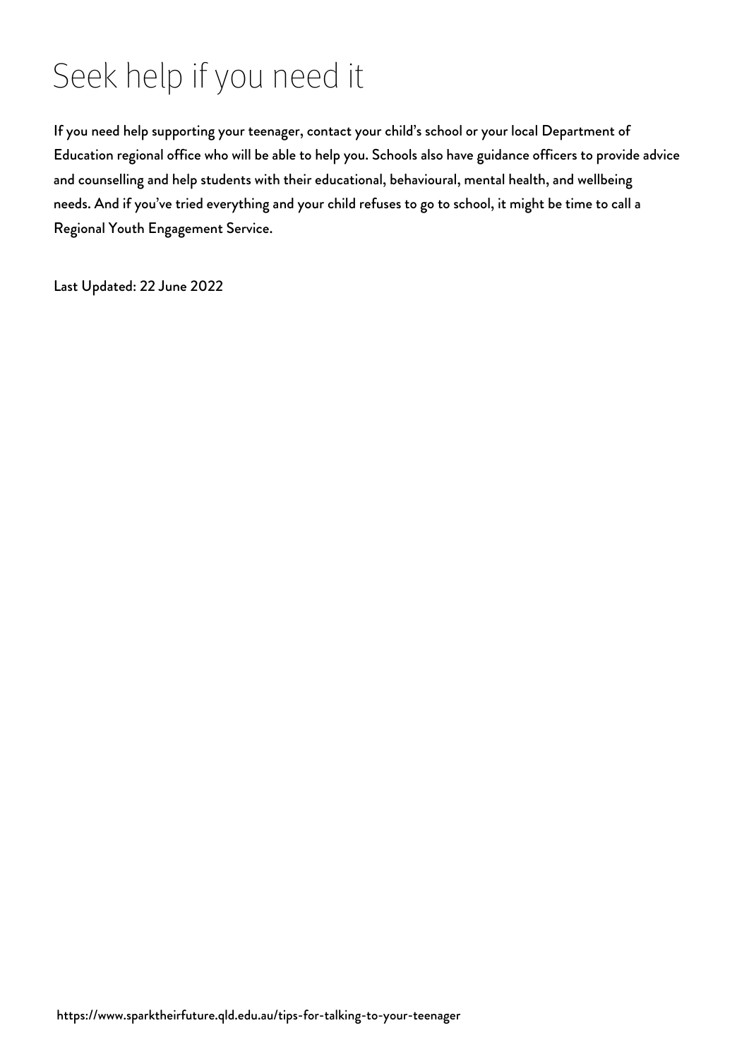# Seek help if you need it

If you need help supporting your teenager, contact your child's school or your local Department of Education regional office who will be able to help you. Schools also have guidance officers to provide advice and counselling and help students with their educational, behavioural, mental health, and wellbeing needs. And if you've tried everything and your child refuses to go to school, it might be time to call a Regional Youth Engagement Service.

Last Updated: 22 June 2022

https://www.sparktheirfuture.qld.edu.au/tips-for-talking-to-your-teenager